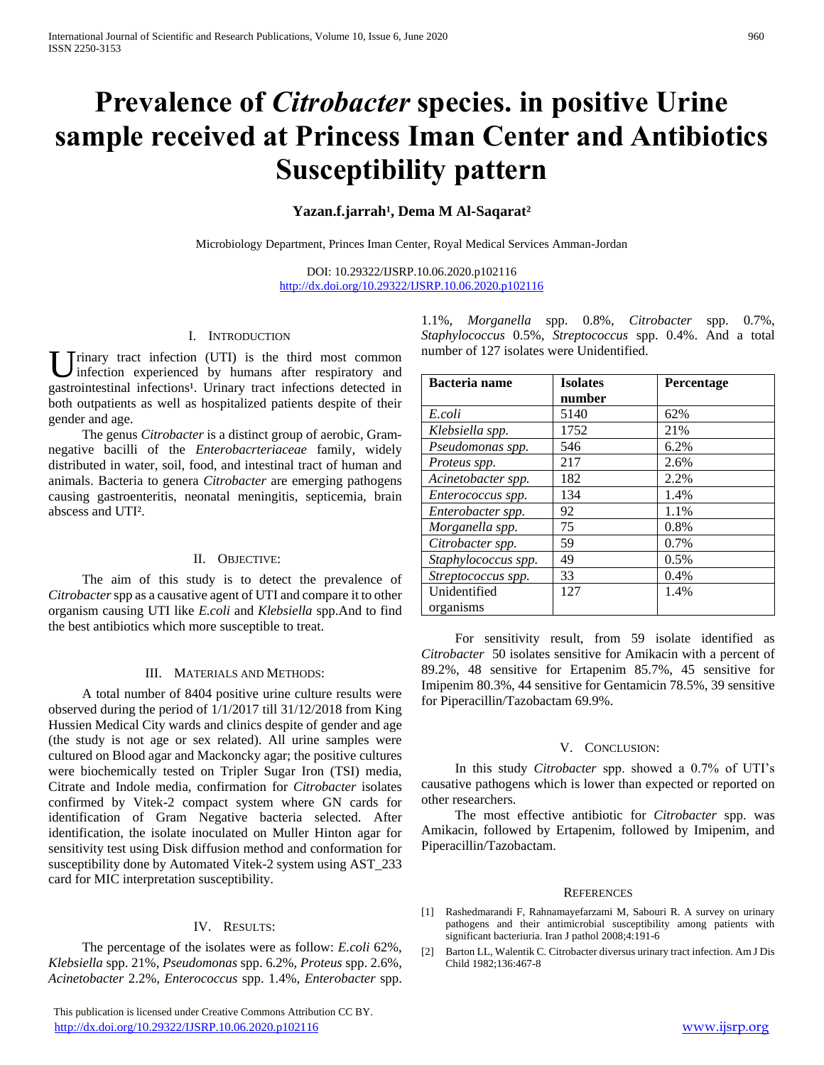# Prevalence of *Citrobacter* species. in positive Urine sample received at Princess Iman Center and Antibiotics Susceptibility pattern

**Yazan.f.jarrah[1], Dema M Al-Saqarat[2]**

Microbiology Department, Princes Iman Center, Royal Medical Services Amman-Jordan

DOI: 10.29322/IJSRP.10.06.2020.p102116
http://dx.doi.org/10.29322/IJSRP.10.06.2020.p102116

## I. Introduction

Urinary tract infection (UTI) is the third most common infection experienced by humans after respiratory and gastrointestinal infections[1]. Urinary tract infections detected in both outpatients as well as hospitalized patients despite of their gender and age.

The genus *Citrobacter* is a distinct group of aerobic, Gram-negative bacilli of the *Enterobacrteriaceae* family, widely distributed in water, soil, food, and intestinal tract of human and animals. Bacteria to genera *Citrobacter* are emerging pathogens causing gastroenteritis, neonatal meningitis, septicemia, brain abscess and UTI[2].

## II. Objective:

The aim of this study is to detect the prevalence of *Citrobacter* spp as a causative agent of UTI and compare it to other organism causing UTI like *E.coli* and *Klebsiella* spp.And to find the best antibiotics which more susceptible to treat.

## III. Materials and Methods:

A total number of 8404 positive urine culture results were observed during the period of 1/1/2017 till 31/12/2018 from King Hussien Medical City wards and clinics despite of gender and age (the study is not age or sex related). All urine samples were cultured on Blood agar and Mackoncky agar; the positive cultures were biochemically tested on Tripler Sugar Iron (TSI) media, Citrate and Indole media, confirmation for *Citrobacter* isolates confirmed by Vitek-2 compact system where GN cards for identification of Gram Negative bacteria selected. After identification, the isolate inoculated on Muller Hinton agar for sensitivity test using Disk diffusion method and conformation for susceptibility done by Automated Vitek-2 system using AST_233 card for MIC interpretation susceptibility.

## IV. Results:

The percentage of the isolates were as follow: *E.coli* 62%, *Klebsiella* spp. 21%, *Pseudomonas* spp. 6.2%, *Proteus* spp. 2.6%, *Acinetobacter* 2.2%, *Enterococcus* spp. 1.4%, *Enterobacter* spp. 1.1%, *Morganella* spp. 0.8%, *Citrobacter* spp. 0.7%, *Staphylococcus* 0.5%, *Streptococcus* spp. 0.4%. And a total number of 127 isolates were Unidentified.

| Bacteria name | Isolates number | Percentage |
|---|---|---|
| *E.coli* | 5140 | 62% |
| *Klebsiella spp.* | 1752 | 21% |
| *Pseudomonas spp.* | 546 | 6.2% |
| *Proteus spp.* | 217 | 2.6% |
| *Acinetobacter spp.* | 182 | 2.2% |
| *Enterococcus spp.* | 134 | 1.4% |
| *Enterobacter spp.* | 92 | 1.1% |
| *Morganella spp.* | 75 | 0.8% |
| *Citrobacter spp.* | 59 | 0.7% |
| *Staphylococcus spp.* | 49 | 0.5% |
| *Streptococcus spp.* | 33 | 0.4% |
| Unidentified organisms | 127 | 1.4% |

For sensitivity result, from 59 isolate identified as *Citrobacter* 50 isolates sensitive for Amikacin with a percent of 89.2%, 48 sensitive for Ertapenim 85.7%, 45 sensitive for Imipenim 80.3%, 44 sensitive for Gentamicin 78.5%, 39 sensitive for Piperacillin/Tazobactam 69.9%.

## V. Conclusion:

In this study *Citrobacter* spp. showed a 0.7% of UTI's causative pathogens which is lower than expected or reported on other researchers.

The most effective antibiotic for *Citrobacter* spp. was Amikacin, followed by Ertapenim, followed by Imipenim, and Piperacillin/Tazobactam.

## References

[1] Rashedmarandi F, Rahnamayefarzami M, Sabouri R. A survey on urinary pathogens and their antimicrobial susceptibility among patients with significant bacteriuria. Iran J pathol 2008;4:191-6

[2] Barton LL, Walentik C. Citrobacter diversus urinary tract infection. Am J Dis Child 1982;136:467-8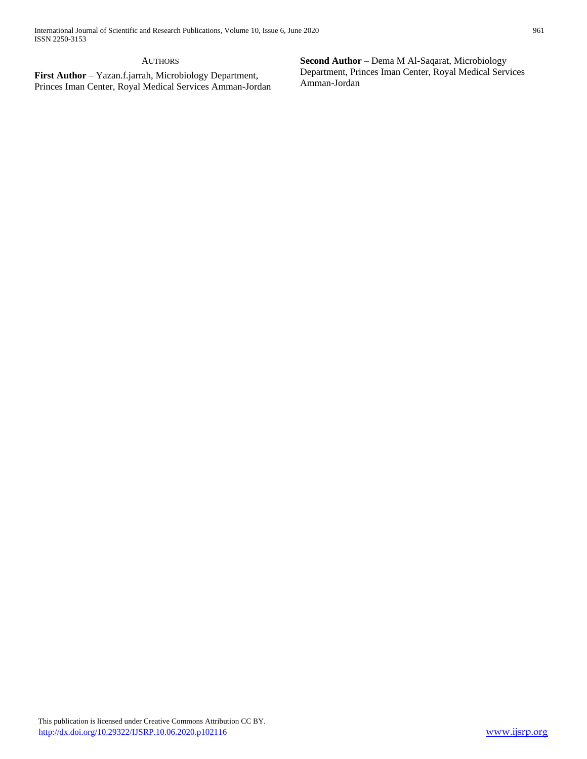## AUTHORS

**First Author** – Yazan.f.jarrah, Microbiology Department, Princes Iman Center, Royal Medical Services Amman-Jordan

**Second Author** – Dema M Al-Saqarat, Microbiology Department, Princes Iman Center, Royal Medical Services Amman-Jordan

This publication is licensed under Creative Commons Attribution CC BY.
http://dx.doi.org/10.29322/IJSRP.10.06.2020.p102116